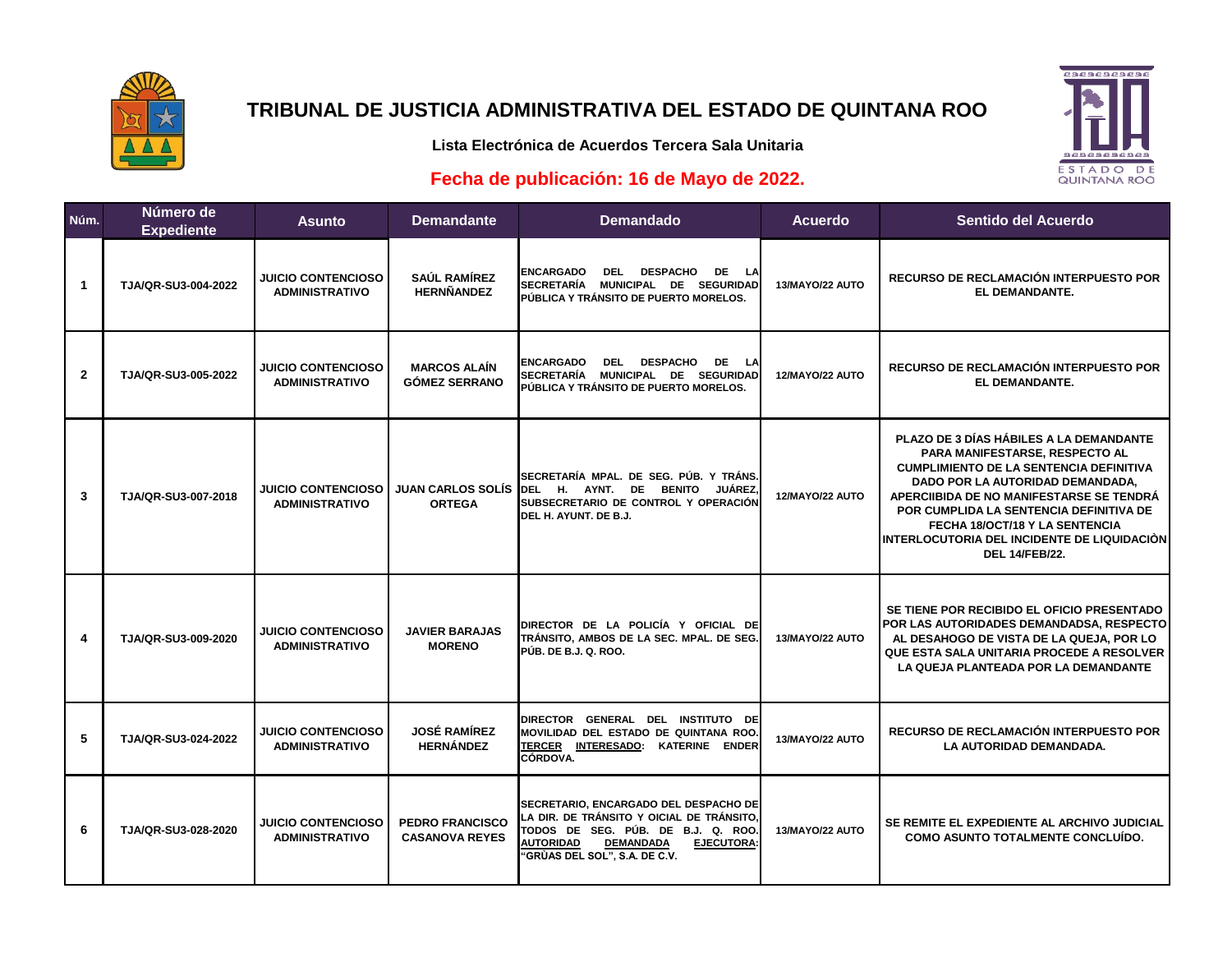# TRIBUNAL DE JUSTICIA ADMINISTRATIVA DEL ESTADO DE QUINTANA ROO

**Lista Electrónica de Acuerdos Tercera Sala Unitaria**

**Fecha de publicación: 16 de Mayo de 2022.**

| Núm. | Número de Expediente | Asunto | Demandante | Demandado | Acuerdo | Sentido del Acuerdo |
|---|---|---|---|---|---|---|
| 1 | TJA/QR-SU3-004-2022 | JUICIO CONTENCIOSO ADMINISTRATIVO | SAÚL RAMÍREZ HERNÑANDEZ | ENCARGADO DEL DESPACHO DE LA SECRETARÍA MUNICIPAL DE SEGURIDAD PÚBLICA Y TRÁNSITO DE PUERTO MORELOS. | 13/MAYO/22 AUTO | RECURSO DE RECLAMACIÓN INTERPUESTO POR EL DEMANDANTE. |
| 2 | TJA/QR-SU3-005-2022 | JUICIO CONTENCIOSO ADMINISTRATIVO | MARCOS ALAÍN GÓMEZ SERRANO | ENCARGADO DEL DESPACHO DE LA SECRETARÍA MUNICIPAL DE SEGURIDAD PÚBLICA Y TRÁNSITO DE PUERTO MORELOS. | 12/MAYO/22 AUTO | RECURSO DE RECLAMACIÓN INTERPUESTO POR EL DEMANDANTE. |
| 3 | TJA/QR-SU3-007-2018 | JUICIO CONTENCIOSO ADMINISTRATIVO | JUAN CARLOS SOLÍS ORTEGA | SECRETARÍA MPAL. DE SEG. PÚB. Y TRÁNS. DEL H. AYNT. DE BENITO JUÁREZ, SUBSECRETARIO DE CONTROL Y OPERACIÓN DEL H. AYUNT. DE B.J. | 12/MAYO/22 AUTO | PLAZO DE 3 DÍAS HÁBILES A LA DEMANDANTE PARA MANIFESTARSE, RESPECTO AL CUMPLIMIENTO DE LA SENTENCIA DEFINITIVA DADO POR LA AUTORIDAD DEMANDADA, APERCIBIDA DE NO MANIFESTARSE SE TENDRÁ POR CUMPLIDA LA SENTENCIA DEFINITIVA DE FECHA 18/OCT/18 Y LA SENTENCIA INTERLOCUTORIA DEL INCIDENTE DE LIQUIDACIÒN DEL 14/FEB/22. |
| 4 | TJA/QR-SU3-009-2020 | JUICIO CONTENCIOSO ADMINISTRATIVO | JAVIER BARAJAS MORENO | DIRECTOR DE LA POLICÍA Y OFICIAL DE TRÁNSITO, AMBOS DE LA SEC. MPAL. DE SEG. PÚB. DE B.J. Q. ROO. | 13/MAYO/22 AUTO | SE TIENE POR RECIBIDO EL OFICIO PRESENTADO POR LAS AUTORIDADES DEMANDADSA, RESPECTO AL DESAHOGO DE VISTA DE LA QUEJA, POR LO QUE ESTA SALA UNITARIA PROCEDE A RESOLVER LA QUEJA PLANTEADA POR LA DEMANDANTE |
| 5 | TJA/QR-SU3-024-2022 | JUICIO CONTENCIOSO ADMINISTRATIVO | JOSÉ RAMÍREZ HERNÁNDEZ | DIRECTOR GENERAL DEL INSTITUTO DE MOVILIDAD DEL ESTADO DE QUINTANA ROO. <u>TERCER INTERESADO</u>: KATERINE ENDER CÓRDOVA. | 13/MAYO/22 AUTO | RECURSO DE RECLAMACIÓN INTERPUESTO POR LA AUTORIDAD DEMANDADA. |
| 6 | TJA/QR-SU3-028-2020 | JUICIO CONTENCIOSO ADMINISTRATIVO | PEDRO FRANCISCO CASANOVA REYES | SECRETARIO, ENCARGADO DEL DESPACHO DE LA DIR. DE TRÁNSITO Y OICIAL DE TRÁNSITO, TODOS DE SEG. PÚB. DE B.J. Q. ROO. <u>AUTORIDAD DEMANDADA EJECUTORA</u>: "GRÚAS DEL SOL", S.A. DE C.V. | 13/MAYO/22 AUTO | SE REMITE EL EXPEDIENTE AL ARCHIVO JUDICIAL COMO ASUNTO TOTALMENTE CONCLUÍDO. |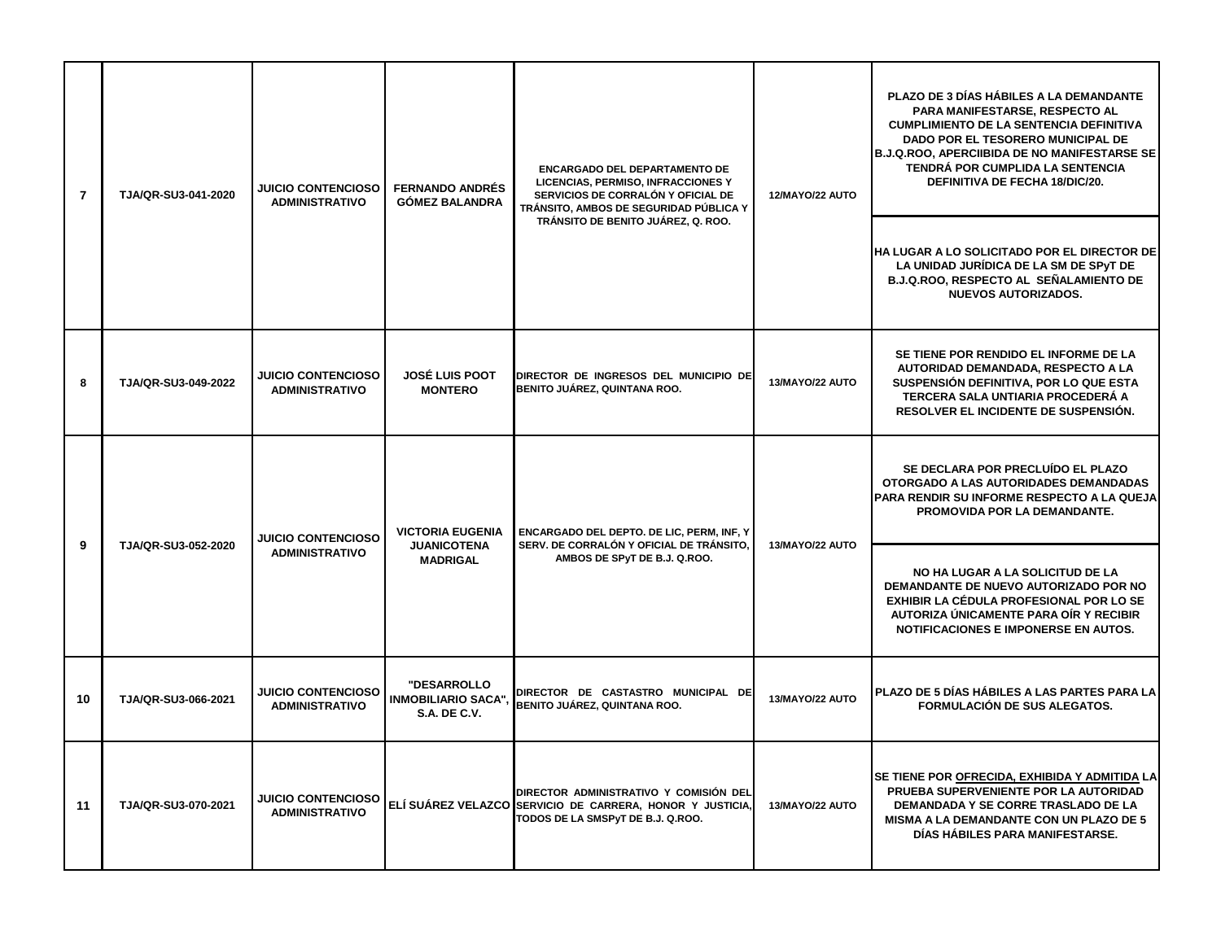| | | | | | | |
|---|---|---|---|---|---|---|
| 7 | TJA/QR-SU3-041-2020 | JUICIO CONTENCIOSO ADMINISTRATIVO | FERNANDO ANDRÉS GÓMEZ BALANDRA | ENCARGADO DEL DEPARTAMENTO DE LICENCIAS, PERMISO, INFRACCIONES Y SERVICIOS DE CORRALÓN Y OFICIAL DE TRÁNSITO, AMBOS DE SEGURIDAD PÚBLICA Y TRÁNSITO DE BENITO JUÁREZ, Q. ROO. | 12/MAYO/22 AUTO | PLAZO DE 3 DÍAS HÁBILES A LA DEMANDANTE PARA MANIFESTARSE, RESPECTO AL CUMPLIMIENTO DE LA SENTENCIA DEFINITIVA DADO POR EL TESORERO MUNICIPAL DE B.J.Q.ROO, APERCIIBIDA DE NO MANIFESTARSE SE TENDRÁ POR CUMPLIDA LA SENTENCIA DEFINITIVA DE FECHA 18/DIC/20.<br><br>HA LUGAR A LO SOLICITADO POR EL DIRECTOR DE LA UNIDAD JURÍDICA DE LA SM DE SPyT DE B.J.Q.ROO, RESPECTO AL SEÑALAMIENTO DE NUEVOS AUTORIZADOS. |
| 8 | TJA/QR-SU3-049-2022 | JUICIO CONTENCIOSO ADMINISTRATIVO | JOSÉ LUIS POOT MONTERO | DIRECTOR DE INGRESOS DEL MUNICIPIO DE BENITO JUÁREZ, QUINTANA ROO. | 13/MAYO/22 AUTO | SE TIENE POR RENDIDO EL INFORME DE LA AUTORIDAD DEMANDADA, RESPECTO A LA SUSPENSIÓN DEFINITIVA, POR LO QUE ESTA TERCERA SALA UNTIARIA PROCEDERÁ A RESOLVER EL INCIDENTE DE SUSPENSIÓN. |
| 9 | TJA/QR-SU3-052-2020 | JUICIO CONTENCIOSO ADMINISTRATIVO | VICTORIA EUGENIA JUANICOTENA MADRIGAL | ENCARGADO DEL DEPTO. DE LIC, PERM, INF, Y SERV. DE CORRALÓN Y OFICIAL DE TRÁNSITO, AMBOS DE SPyT DE B.J. Q.ROO. | 13/MAYO/22 AUTO | SE DECLARA POR PRECLUÍDO EL PLAZO OTORGADO A LAS AUTORIDADES DEMANDADAS PARA RENDIR SU INFORME RESPECTO A LA QUEJA PROMOVIDA POR LA DEMANDANTE.<br><br>NO HA LUGAR A LA SOLICITUD DE LA DEMANDANTE DE NUEVO AUTORIZADO POR NO EXHIBIR LA CÉDULA PROFESIONAL POR LO SE AUTORIZA ÚNICAMENTE PARA OÍR Y RECIBIR NOTIFICACIONES E IMPONERSE EN AUTOS. |
| 10 | TJA/QR-SU3-066-2021 | JUICIO CONTENCIOSO ADMINISTRATIVO | "DESARROLLO INMOBILIARIO SACA", S.A. DE C.V. | DIRECTOR DE CASTASTRO MUNICIPAL DE BENITO JUÁREZ, QUINTANA ROO. | 13/MAYO/22 AUTO | PLAZO DE 5 DÍAS HÁBILES A LAS PARTES PARA LA FORMULACIÓN DE SUS ALEGATOS. |
| 11 | TJA/QR-SU3-070-2021 | JUICIO CONTENCIOSO ADMINISTRATIVO | ELÍ SUÁREZ VELAZCO | DIRECTOR ADMINISTRATIVO Y COMISIÓN DEL SERVICIO DE CARRERA, HONOR Y JUSTICIA, TODOS DE LA SMSPyT DE B.J. Q.ROO. | 13/MAYO/22 AUTO | SE TIENE POR OFRECIDA, EXHIBIDA Y ADMITIDA LA PRUEBA SUPERVENIENTE POR LA AUTORIDAD DEMANDADA Y SE CORRE TRASLADO DE LA MISMA A LA DEMANDANTE CON UN PLAZO DE 5 DÍAS HÁBILES PARA MANIFESTARSE. |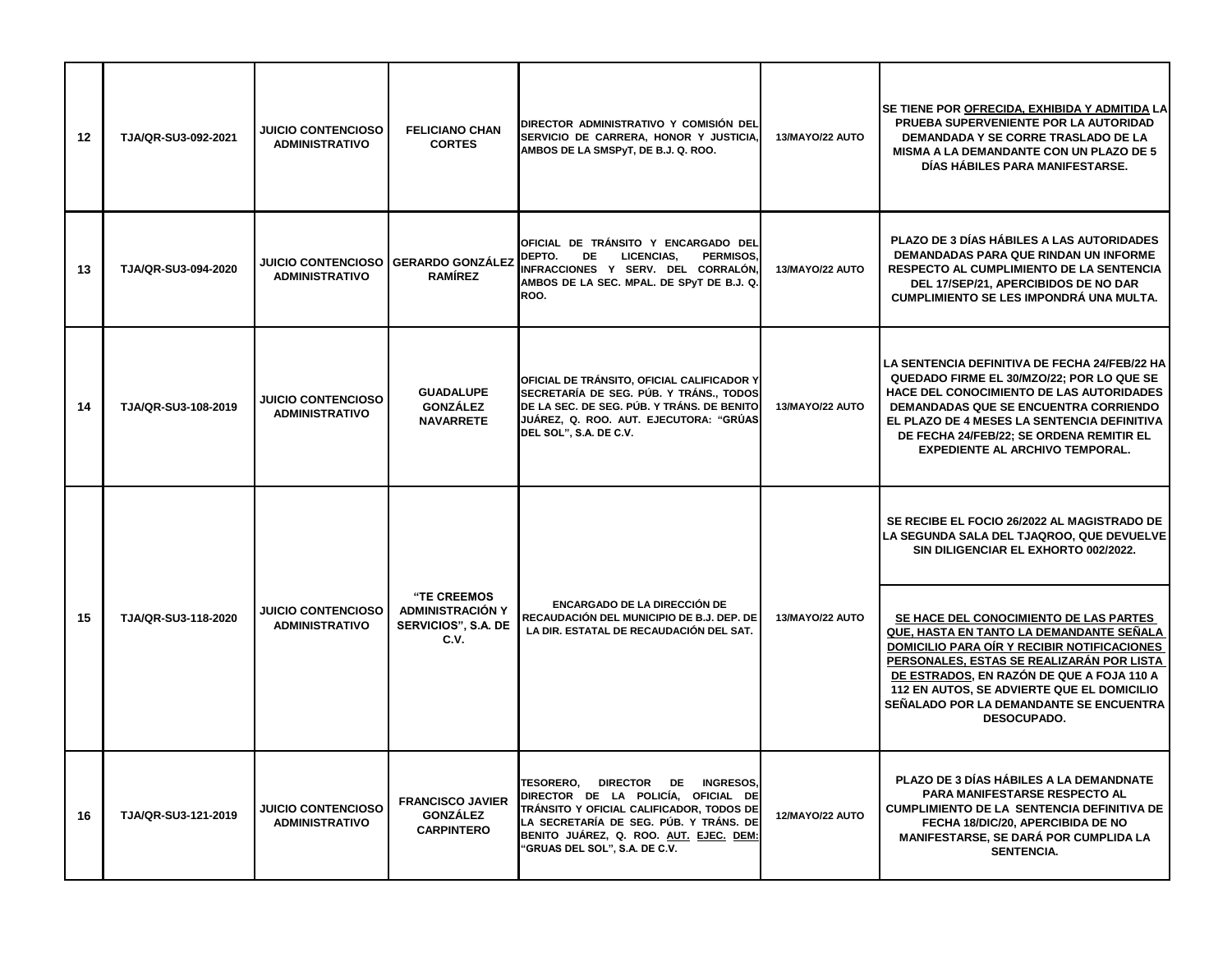| 12 | TJA/QR-SU3-092-2021 | JUICIO CONTENCIOSO ADMINISTRATIVO | FELICIANO CHAN CORTES | DIRECTOR ADMINISTRATIVO Y COMISIÓN DEL SERVICIO DE CARRERA, HONOR Y JUSTICIA, AMBOS DE LA SMSPyT, DE B.J. Q. ROO. | 13/MAYO/22 AUTO | SE TIENE POR <u>OFRECIDA, EXHIBIDA Y ADMITIDA</u> LA PRUEBA SUPERVENIENTE POR LA AUTORIDAD DEMANDADA Y SE CORRE TRASLADO DE LA MISMA A LA DEMANDANTE CON UN PLAZO DE 5 DÍAS HÁBILES PARA MANIFESTARSE. |
|---|---|---|---|---|---|---|
| 13 | TJA/QR-SU3-094-2020 | JUICIO CONTENCIOSO ADMINISTRATIVO | GERARDO GONZÁLEZ RAMÍREZ | OFICIAL DE TRÁNSITO Y ENCARGADO DEL DEPTO. DE LICENCIAS, PERMISOS, INFRACCIONES Y SERV. DEL CORRALÓN, AMBOS DE LA SEC. MPAL. DE SPyT DE B.J. Q. ROO. | 13/MAYO/22 AUTO | PLAZO DE 3 DÍAS HÁBILES A LAS AUTORIDADES DEMANDADAS PARA QUE RINDAN UN INFORME RESPECTO AL CUMPLIMIENTO DE LA SENTENCIA DEL 17/SEP/21, APERCIBIDOS DE NO DAR CUMPLIMIENTO SE LES IMPONDRÁ UNA MULTA. |
| 14 | TJA/QR-SU3-108-2019 | JUICIO CONTENCIOSO ADMINISTRATIVO | GUADALUPE GONZÁLEZ NAVARRETE | OFICIAL DE TRÁNSITO, OFICIAL CALIFICADOR Y SECRETARÍA DE SEG. PÚB. Y TRÁNS., TODOS DE LA SEC. DE SEG. PÚB. Y TRÁNS. DE BENITO JUÁREZ, Q. ROO. AUT. EJECUTORA: "GRÚAS DEL SOL", S.A. DE C.V. | 13/MAYO/22 AUTO | LA SENTENCIA DEFINITIVA DE FECHA 24/FEB/22 HA QUEDADO FIRME EL 30/MZO/22; POR LO QUE SE HACE DEL CONOCIMIENTO DE LAS AUTORIDADES DEMANDADAS QUE SE ENCUENTRA CORRIENDO EL PLAZO DE 4 MESES LA SENTENCIA DEFINITIVA DE FECHA 24/FEB/22; SE ORDENA REMITIR EL EXPEDIENTE AL ARCHIVO TEMPORAL. |
| 15 | TJA/QR-SU3-118-2020 | JUICIO CONTENCIOSO ADMINISTRATIVO | "TE CREEMOS ADMINISTRACIÓN Y SERVICIOS", S.A. DE C.V. | ENCARGADO DE LA DIRECCIÓN DE RECAUDACIÓN DEL MUNICIPIO DE B.J. DEP. DE LA DIR. ESTATAL DE RECAUDACIÓN DEL SAT. | 13/MAYO/22 AUTO | SE RECIBE EL FOCIO 26/2022 AL MAGISTRADO DE LA SEGUNDA SALA DEL TJAQROO, QUE DEVUELVE SIN DILIGENCIAR EL EXHORTO 002/2022. |
| | | | | | | <u>SE HACE DEL CONOCIMIENTO DE LAS PARTES QUE, HASTA EN TANTO LA DEMANDANTE SEÑALA DOMICILIO PARA OÍR Y RECIBIR NOTIFICACIONES PERSONALES, ESTAS SE REALIZARÁN POR LISTA DE ESTRADOS</u>, EN RAZÓN DE QUE A FOJA 110 A 112 EN AUTOS, SE ADVIERTE QUE EL DOMICILIO SEÑALADO POR LA DEMANDANTE SE ENCUENTRA DESOCUPADO. |
| 16 | TJA/QR-SU3-121-2019 | JUICIO CONTENCIOSO ADMINISTRATIVO | FRANCISCO JAVIER GONZÁLEZ CARPINTERO | TESORERO, DIRECTOR DE INGRESOS, DIRECTOR DE LA POLICÍA, OFICIAL DE TRÁNSITO Y OFICIAL CALIFICADOR, TODOS DE LA SECRETARÍA DE SEG. PÚB. Y TRÁNS. DE BENITO JUÁREZ, Q. ROO. <u>AUT.</u> <u>EJEC.</u> <u>DEM:</u> "GRUAS DEL SOL", S.A. DE C.V. | 12/MAYO/22 AUTO | PLAZO DE 3 DÍAS HÁBILES A LA DEMANDNATE PARA MANIFESTARSE RESPECTO AL CUMPLIMIENTO DE LA SENTENCIA DEFINITIVA DE FECHA 18/DIC/20, APERCIBIDA DE NO MANIFESTARSE, SE DARÁ POR CUMPLIDA LA SENTENCIA. |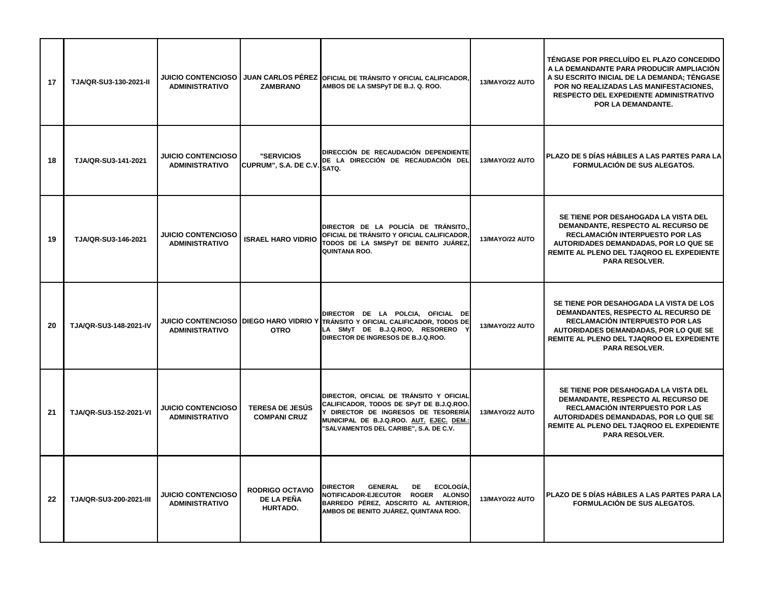| 17 | TJA/QR-SU3-130-2021-II | JUICIO CONTENCIOSO ADMINISTRATIVO | JUAN CARLOS PÉREZ ZAMBRANO | OFICIAL DE TRÁNSITO Y OFICIAL CALIFICADOR, AMBOS DE LA SMSPyT DE B.J. Q. ROO. | 13/MAYO/22 AUTO | TÉNGASE POR PRECLUÍDO EL PLAZO CONCEDIDO A LA DEMANDANTE PARA PRODUCIR AMPLIACIÓN A SU ESCRITO INICIAL DE LA DEMANDA; TÉNGASE POR NO REALIZADAS LAS MANIFESTACIONES, RESPECTO DEL EXPEDIENTE ADMINISTRATIVO POR LA DEMANDANTE. |
|---|---|---|---|---|---|---|
| 18 | TJA/QR-SU3-141-2021 | JUICIO CONTENCIOSO ADMINISTRATIVO | "SERVICIOS CUPRUM", S.A. DE C.V. | DIRECCIÓN DE RECAUDACIÓN DEPENDIENTE DE LA DIRECCIÓN DE RECAUDACIÓN DEL SATQ. | 13/MAYO/22 AUTO | PLAZO DE 5 DÍAS HÁBILES A LAS PARTES PARA LA FORMULACIÓN DE SUS ALEGATOS. |
| 19 | TJA/QR-SU3-146-2021 | JUICIO CONTENCIOSO ADMINISTRATIVO | ISRAEL HARO VIDRIO | DIRECTOR DE LA POLICÍA DE TRÁNSITO,, OFICIAL DE TRÁNSITO Y OFICIAL CALIFICADOR, TODOS DE LA SMSPyT DE BENITO JUÁREZ, QUINTANA ROO. | 13/MAYO/22 AUTO | SE TIENE POR DESAHOGADA LA VISTA DEL DEMANDANTE, RESPECTO AL RECURSO DE RECLAMACIÓN INTERPUESTO POR LAS AUTORIDADES DEMANDADAS, POR LO QUE SE REMITE AL PLENO DEL TJAQROO EL EXPEDIENTE PARA RESOLVER. |
| 20 | TJA/QR-SU3-148-2021-IV | JUICIO CONTENCIOSO ADMINISTRATIVO | DIEGO HARO VIDRIO Y OTRO | DIRECTOR DE LA POLCIA, OFICIAL DE TRÁNSITO Y OFICIAL CALIFICADOR, TODOS DE LA SMyT DE B.J.Q.ROO, RESORERO Y DIRECTOR DE INGRESOS DE B.J.Q.ROO. | 13/MAYO/22 AUTO | SE TIENE POR DESAHOGADA LA VISTA DE LOS DEMANDANTES, RESPECTO AL RECURSO DE RECLAMACIÓN INTERPUESTO POR LAS AUTORIDADES DEMANDADAS, POR LO QUE SE REMITE AL PLENO DEL TJAQROO EL EXPEDIENTE PARA RESOLVER. |
| 21 | TJA/QR-SU3-152-2021-VI | JUICIO CONTENCIOSO ADMINISTRATIVO | TERESA DE JESÚS COMPANI CRUZ | DIRECTOR, OFICIAL DE TRÁNSITO Y OFICIAL CALIFICADOR, TODOS DE SPyT DE B.J.Q.ROO. Y DIRECTOR DE INGRESOS DE TESORERÍA MUNICIPAL DE B.J.Q.ROO. AUT. EJEC. DEM.: "SALVAMENTOS DEL CARIBE", S.A. DE C.V. | 13/MAYO/22 AUTO | SE TIENE POR DESAHOGADA LA VISTA DEL DEMANDANTE, RESPECTO AL RECURSO DE RECLAMACIÓN INTERPUESTO POR LAS AUTORIDADES DEMANDADAS, POR LO QUE SE REMITE AL PLENO DEL TJAQROO EL EXPEDIENTE PARA RESOLVER. |
| 22 | TJA/QR-SU3-200-2021-III | JUICIO CONTENCIOSO ADMINISTRATIVO | RODRIGO OCTAVIO DE LA PEÑA HURTADO. | DIRECTOR GENERAL DE ECOLOGÍA, NOTIFICADOR-EJECUTOR ROGER ALONSO BARREDO PÉREZ, ADSCRITO AL ANTERIOR, AMBOS DE BENITO JUÁREZ, QUINTANA ROO. | 13/MAYO/22 AUTO | PLAZO DE 5 DÍAS HÁBILES A LAS PARTES PARA LA FORMULACIÓN DE SUS ALEGATOS. |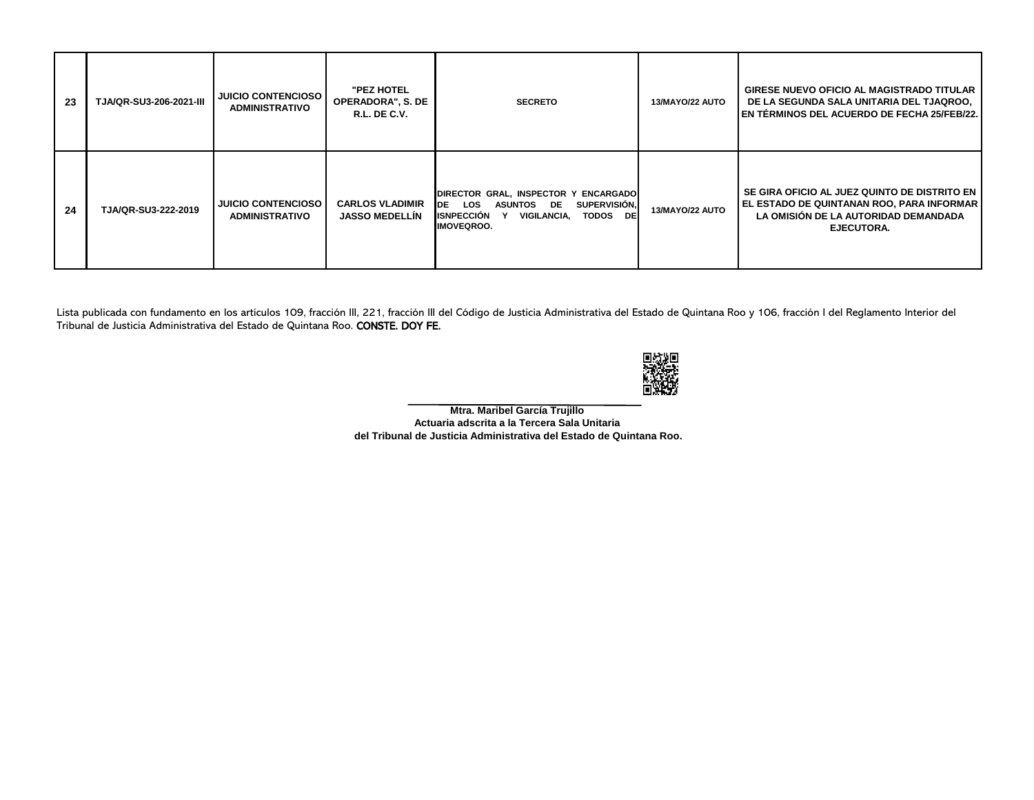| | | | | | | |
|---|---|---|---|---|---|---|
| **23** | **TJA/QR-SU3-206-2021-III** | **JUICIO CONTENCIOSO ADMINISTRATIVO** | **"PEZ HOTEL OPERADORA", S. DE R.L. DE C.V.** | **SECRETO** | **13/MAYO/22 AUTO** | **GIRESE NUEVO OFICIO AL MAGISTRADO TITULAR DE LA SEGUNDA SALA UNITARIA DEL TJAQROO, EN TÉRMINOS DEL ACUERDO DE FECHA 25/FEB/22.** |
| **24** | **TJA/QR-SU3-222-2019** | **JUICIO CONTENCIOSO ADMINISTRATIVO** | **CARLOS VLADIMIR JASSO MEDELLÍN** | **DIRECTOR GRAL, INSPECTOR Y ENCARGADO DE LOS ASUNTOS DE SUPERVISIÓN, ISNPECCIÓN Y VIGILANCIA, TODOS DE IMOVEQROO.** | **13/MAYO/22 AUTO** | **SE GIRA OFICIO AL JUEZ QUINTO DE DISTRITO EN EL ESTADO DE QUINTANAN ROO, PARA INFORMAR LA OMISIÓN DE LA AUTORIDAD DEMANDADA EJECUTORA.** |

Lista publicada con fundamento en los artículos 109, fracción III, 221, fracción III del Código de Justicia Administrativa del Estado de Quintana Roo y 106, fracción I del Reglamento Interior del Tribunal de Justicia Administrativa del Estado de Quintana Roo. CONSTE. DOY FE.

**Mtra. Maribel García Trujillo**
**Actuaria adscrita a la Tercera Sala Unitaria**
**del Tribunal de Justicia Administrativa del Estado de Quintana Roo.**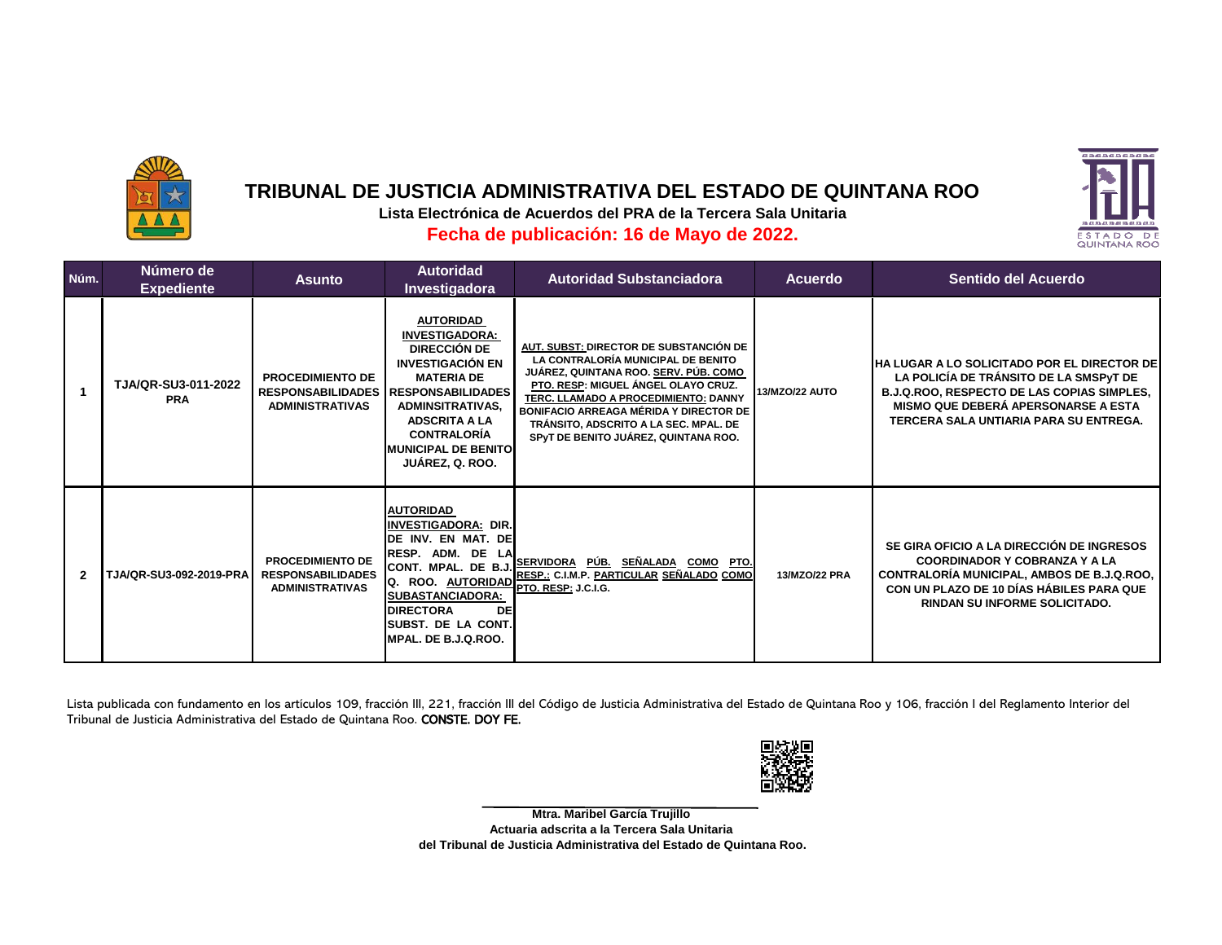# TRIBUNAL DE JUSTICIA ADMINISTRATIVA DEL ESTADO DE QUINTANA ROO

**Lista Electrónica de Acuerdos del PRA de la Tercera Sala Unitaria**

**Fecha de publicación: 16 de Mayo de 2022.**

| Núm. | Número de Expediente | Asunto | Autoridad Investigadora | Autoridad Substanciadora | Acuerdo | Sentido del Acuerdo |
|---|---|---|---|---|---|---|
| 1 | TJA/QR-SU3-011-2022 PRA | PROCEDIMIENTO DE RESPONSABILIDADES ADMINISTRATIVAS | AUTORIDAD INVESTIGADORA: DIRECCIÓN DE INVESTIGACIÓN EN MATERIA DE RESPONSABILIDADES ADMINSITRATIVAS, ADSCRITA A LA CONTRALORÍA MUNICIPAL DE BENITO JUÁREZ, Q. ROO. | AUT. SUBST: DIRECTOR DE SUBSTANCIÓN DE LA CONTRALORÍA MUNICIPAL DE BENITO JUÁREZ, QUINTANA ROO. SERV. PÚB. COMO PTO. RESP: MIGUEL ÁNGEL OLAYO CRUZ. TERC. LLAMADO A PROCEDIMIENTO: DANNY BONIFACIO ARREAGA MÉRIDA Y DIRECTOR DE TRÁNSITO, ADSCRITO A LA SEC. MPAL. DE SPyT DE BENITO JUÁREZ, QUINTANA ROO. | 13/MZO/22 AUTO | HA LUGAR A LO SOLICITADO POR EL DIRECTOR DE LA POLICÍA DE TRÁNSITO DE LA SMSPyT DE B.J.Q.ROO, RESPECTO DE LAS COPIAS SIMPLES, MISMO QUE DEBERÁ APERSONARSE A ESTA TERCERA SALA UNTIARIA PARA SU ENTREGA. |
| 2 | TJA/QR-SU3-092-2019-PRA | PROCEDIMIENTO DE RESPONSABILIDADES ADMINISTRATIVAS | AUTORIDAD INVESTIGADORA: DIR. DE INV. EN MAT. DE RESP. ADM. DE LA CONT. MPAL. DE B.J. Q. ROO. AUTORIDAD SUBASTANCIADORA: DIRECTORA DE SUBST. DE LA CONT. MPAL. DE B.J.Q.ROO. | SERVIDORA PÚB. SEÑALADA COMO PTO. RESP.: C.I.M.P. PARTICULAR SEÑALADO COMO PTO. RESP: J.C.I.G. | 13/MZO/22 PRA | SE GIRA OFICIO A LA DIRECCIÓN DE INGRESOS COORDINADOR Y COBRANZA Y A LA CONTRALORÍA MUNICIPAL, AMBOS DE B.J.Q.ROO, CON UN PLAZO DE 10 DÍAS HÁBILES PARA QUE RINDAN SU INFORME SOLICITADO. |

Lista publicada con fundamento en los artículos 109, fracción III, 221, fracción III del Código de Justicia Administrativa del Estado de Quintana Roo y 106, fracción I del Reglamento Interior del Tribunal de Justicia Administrativa del Estado de Quintana Roo. CONSTE. DOY FE.

**Mtra. Maribel García Trujillo**
**Actuaria adscrita a la Tercera Sala Unitaria**
**del Tribunal de Justicia Administrativa del Estado de Quintana Roo.**